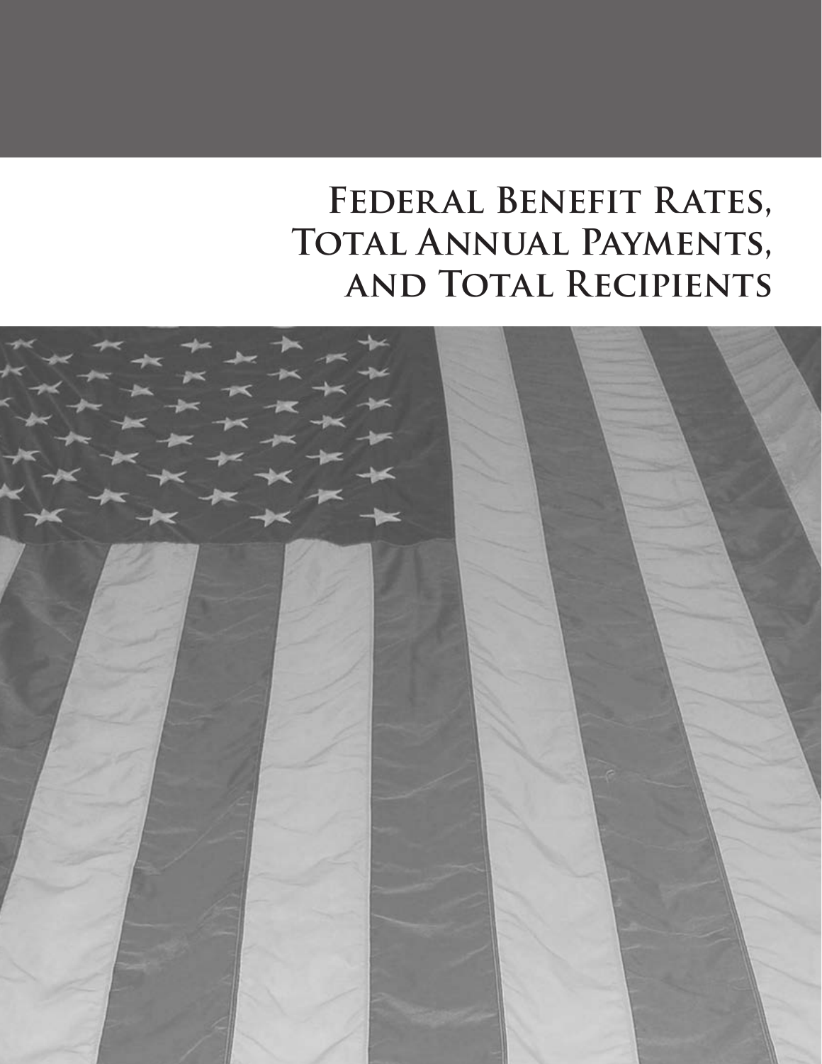# Federal Benefit Rates, Total Annual Payments, and Total Recipients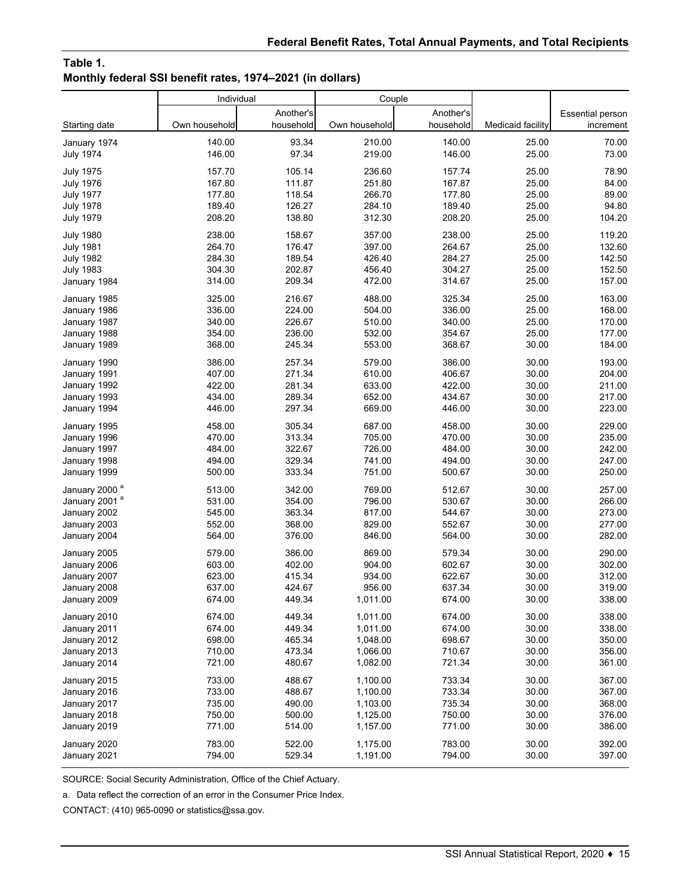## Federal Benefit Rates, Total Annual Payments, and Total Recipients

### Table 1.
### Monthly federal SSI benefit rates, 1974–2021 (in dollars)

| Starting date | Individual | | Couple | | Medicaid facility | Essential person increment |
|---|---|---|---|---|---|---|
| | Own household | Another's household | Own household | Another's household | | |
| January 1974 | 140.00 | 93.34 | 210.00 | 140.00 | 25.00 | 70.00 |
| July 1974 | 146.00 | 97.34 | 219.00 | 146.00 | 25.00 | 73.00 |
| July 1975 | 157.70 | 105.14 | 236.60 | 157.74 | 25.00 | 78.90 |
| July 1976 | 167.80 | 111.87 | 251.80 | 167.87 | 25.00 | 84.00 |
| July 1977 | 177.80 | 118.54 | 266.70 | 177.80 | 25.00 | 89.00 |
| July 1978 | 189.40 | 126.27 | 284.10 | 189.40 | 25.00 | 94.80 |
| July 1979 | 208.20 | 138.80 | 312.30 | 208.20 | 25.00 | 104.20 |
| July 1980 | 238.00 | 158.67 | 357.00 | 238.00 | 25.00 | 119.20 |
| July 1981 | 264.70 | 176.47 | 397.00 | 264.67 | 25.00 | 132.60 |
| July 1982 | 284.30 | 189.54 | 426.40 | 284.27 | 25.00 | 142.50 |
| July 1983 | 304.30 | 202.87 | 456.40 | 304.27 | 25.00 | 152.50 |
| January 1984 | 314.00 | 209.34 | 472.00 | 314.67 | 25.00 | 157.00 |
| January 1985 | 325.00 | 216.67 | 488.00 | 325.34 | 25.00 | 163.00 |
| January 1986 | 336.00 | 224.00 | 504.00 | 336.00 | 25.00 | 168.00 |
| January 1987 | 340.00 | 226.67 | 510.00 | 340.00 | 25.00 | 170.00 |
| January 1988 | 354.00 | 236.00 | 532.00 | 354.67 | 25.00 | 177.00 |
| January 1989 | 368.00 | 245.34 | 553.00 | 368.67 | 30.00 | 184.00 |
| January 1990 | 386.00 | 257.34 | 579.00 | 386.00 | 30.00 | 193.00 |
| January 1991 | 407.00 | 271.34 | 610.00 | 406.67 | 30.00 | 204.00 |
| January 1992 | 422.00 | 281.34 | 633.00 | 422.00 | 30.00 | 211.00 |
| January 1993 | 434.00 | 289.34 | 652.00 | 434.67 | 30.00 | 217.00 |
| January 1994 | 446.00 | 297.34 | 669.00 | 446.00 | 30.00 | 223.00 |
| January 1995 | 458.00 | 305.34 | 687.00 | 458.00 | 30.00 | 229.00 |
| January 1996 | 470.00 | 313.34 | 705.00 | 470.00 | 30.00 | 235.00 |
| January 1997 | 484.00 | 322.67 | 726.00 | 484.00 | 30.00 | 242.00 |
| January 1998 | 494.00 | 329.34 | 741.00 | 494.00 | 30.00 | 247.00 |
| January 1999 | 500.00 | 333.34 | 751.00 | 500.67 | 30.00 | 250.00 |
| January 2000 [a] | 513.00 | 342.00 | 769.00 | 512.67 | 30.00 | 257.00 |
| January 2001 [a] | 531.00 | 354.00 | 796.00 | 530.67 | 30.00 | 266.00 |
| January 2002 | 545.00 | 363.34 | 817.00 | 544.67 | 30.00 | 273.00 |
| January 2003 | 552.00 | 368.00 | 829.00 | 552.67 | 30.00 | 277.00 |
| January 2004 | 564.00 | 376.00 | 846.00 | 564.00 | 30.00 | 282.00 |
| January 2005 | 579.00 | 386.00 | 869.00 | 579.34 | 30.00 | 290.00 |
| January 2006 | 603.00 | 402.00 | 904.00 | 602.67 | 30.00 | 302.00 |
| January 2007 | 623.00 | 415.34 | 934.00 | 622.67 | 30.00 | 312.00 |
| January 2008 | 637.00 | 424.67 | 956.00 | 637.34 | 30.00 | 319.00 |
| January 2009 | 674.00 | 449.34 | 1,011.00 | 674.00 | 30.00 | 338.00 |
| January 2010 | 674.00 | 449.34 | 1,011.00 | 674.00 | 30.00 | 338.00 |
| January 2011 | 674.00 | 449.34 | 1,011.00 | 674.00 | 30.00 | 338.00 |
| January 2012 | 698.00 | 465.34 | 1,048.00 | 698.67 | 30.00 | 350.00 |
| January 2013 | 710.00 | 473.34 | 1,066.00 | 710.67 | 30.00 | 356.00 |
| January 2014 | 721.00 | 480.67 | 1,082.00 | 721.34 | 30.00 | 361.00 |
| January 2015 | 733.00 | 488.67 | 1,100.00 | 733.34 | 30.00 | 367.00 |
| January 2016 | 733.00 | 488.67 | 1,100.00 | 733.34 | 30.00 | 367.00 |
| January 2017 | 735.00 | 490.00 | 1,103.00 | 735.34 | 30.00 | 368.00 |
| January 2018 | 750.00 | 500.00 | 1,125.00 | 750.00 | 30.00 | 376.00 |
| January 2019 | 771.00 | 514.00 | 1,157.00 | 771.00 | 30.00 | 386.00 |
| January 2020 | 783.00 | 522.00 | 1,175.00 | 783.00 | 30.00 | 392.00 |
| January 2021 | 794.00 | 529.34 | 1,191.00 | 794.00 | 30.00 | 397.00 |

SOURCE: Social Security Administration, Office of the Chief Actuary.

a. Data reflect the correction of an error in the Consumer Price Index.

CONTACT: (410) 965-0090 or statistics@ssa.gov.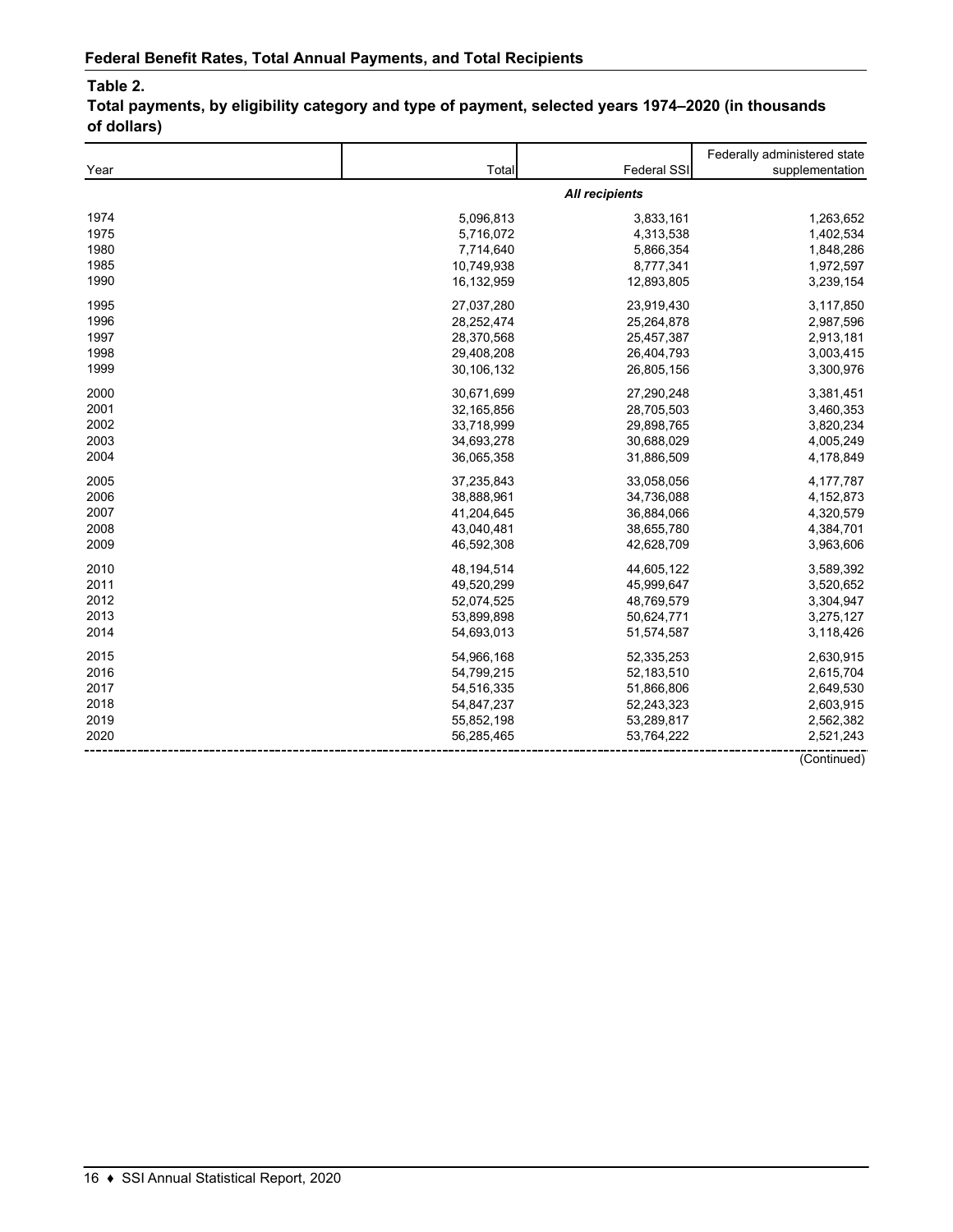## Federal Benefit Rates, Total Annual Payments, and Total Recipients

**Table 2.**
**Total payments, by eligibility category and type of payment, selected years 1974–2020 (in thousands of dollars)**

| Year | Total | Federal SSI | Federally administered state supplementation |
|---|---|---|---|
| | | *All recipients* | |
| 1974 | 5,096,813 | 3,833,161 | 1,263,652 |
| 1975 | 5,716,072 | 4,313,538 | 1,402,534 |
| 1980 | 7,714,640 | 5,866,354 | 1,848,286 |
| 1985 | 10,749,938 | 8,777,341 | 1,972,597 |
| 1990 | 16,132,959 | 12,893,805 | 3,239,154 |
| 1995 | 27,037,280 | 23,919,430 | 3,117,850 |
| 1996 | 28,252,474 | 25,264,878 | 2,987,596 |
| 1997 | 28,370,568 | 25,457,387 | 2,913,181 |
| 1998 | 29,408,208 | 26,404,793 | 3,003,415 |
| 1999 | 30,106,132 | 26,805,156 | 3,300,976 |
| 2000 | 30,671,699 | 27,290,248 | 3,381,451 |
| 2001 | 32,165,856 | 28,705,503 | 3,460,353 |
| 2002 | 33,718,999 | 29,898,765 | 3,820,234 |
| 2003 | 34,693,278 | 30,688,029 | 4,005,249 |
| 2004 | 36,065,358 | 31,886,509 | 4,178,849 |
| 2005 | 37,235,843 | 33,058,056 | 4,177,787 |
| 2006 | 38,888,961 | 34,736,088 | 4,152,873 |
| 2007 | 41,204,645 | 36,884,066 | 4,320,579 |
| 2008 | 43,040,481 | 38,655,780 | 4,384,701 |
| 2009 | 46,592,308 | 42,628,709 | 3,963,606 |
| 2010 | 48,194,514 | 44,605,122 | 3,589,392 |
| 2011 | 49,520,299 | 45,999,647 | 3,520,652 |
| 2012 | 52,074,525 | 48,769,579 | 3,304,947 |
| 2013 | 53,899,898 | 50,624,771 | 3,275,127 |
| 2014 | 54,693,013 | 51,574,587 | 3,118,426 |
| 2015 | 54,966,168 | 52,335,253 | 2,630,915 |
| 2016 | 54,799,215 | 52,183,510 | 2,615,704 |
| 2017 | 54,516,335 | 51,866,806 | 2,649,530 |
| 2018 | 54,847,237 | 52,243,323 | 2,603,915 |
| 2019 | 55,852,198 | 53,289,817 | 2,562,382 |
| 2020 | 56,285,465 | 53,764,222 | 2,521,243 |

(Continued)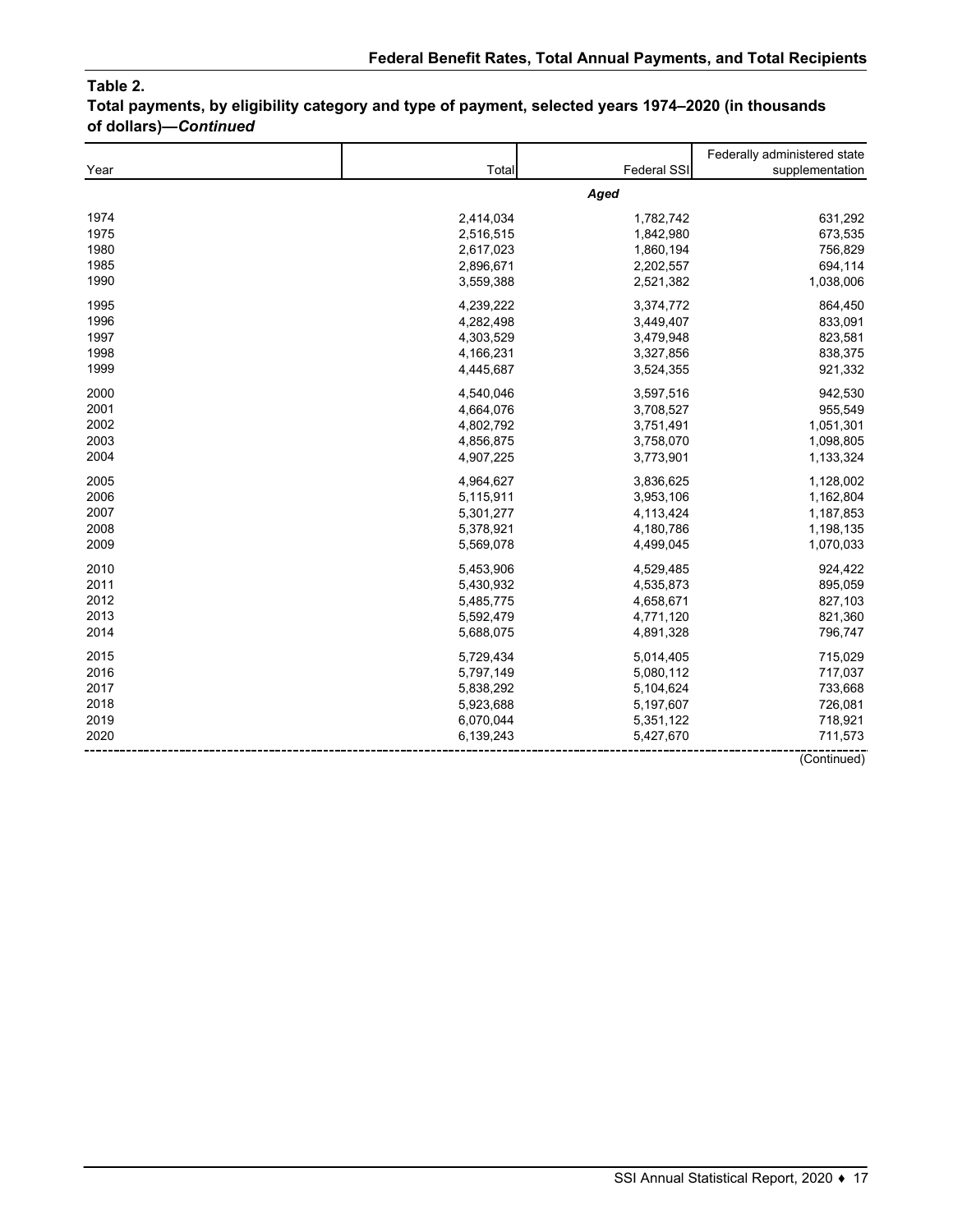**Table 2.**
**Total payments, by eligibility category and type of payment, selected years 1974–2020 (in thousands of dollars)—*Continued***

| Year | Total | Federal SSI | Federally administered state supplementation |
|---|---|---|---|
| | | ***Aged*** | |
| 1974 | 2,414,034 | 1,782,742 | 631,292 |
| 1975 | 2,516,515 | 1,842,980 | 673,535 |
| 1980 | 2,617,023 | 1,860,194 | 756,829 |
| 1985 | 2,896,671 | 2,202,557 | 694,114 |
| 1990 | 3,559,388 | 2,521,382 | 1,038,006 |
| 1995 | 4,239,222 | 3,374,772 | 864,450 |
| 1996 | 4,282,498 | 3,449,407 | 833,091 |
| 1997 | 4,303,529 | 3,479,948 | 823,581 |
| 1998 | 4,166,231 | 3,327,856 | 838,375 |
| 1999 | 4,445,687 | 3,524,355 | 921,332 |
| 2000 | 4,540,046 | 3,597,516 | 942,530 |
| 2001 | 4,664,076 | 3,708,527 | 955,549 |
| 2002 | 4,802,792 | 3,751,491 | 1,051,301 |
| 2003 | 4,856,875 | 3,758,070 | 1,098,805 |
| 2004 | 4,907,225 | 3,773,901 | 1,133,324 |
| 2005 | 4,964,627 | 3,836,625 | 1,128,002 |
| 2006 | 5,115,911 | 3,953,106 | 1,162,804 |
| 2007 | 5,301,277 | 4,113,424 | 1,187,853 |
| 2008 | 5,378,921 | 4,180,786 | 1,198,135 |
| 2009 | 5,569,078 | 4,499,045 | 1,070,033 |
| 2010 | 5,453,906 | 4,529,485 | 924,422 |
| 2011 | 5,430,932 | 4,535,873 | 895,059 |
| 2012 | 5,485,775 | 4,658,671 | 827,103 |
| 2013 | 5,592,479 | 4,771,120 | 821,360 |
| 2014 | 5,688,075 | 4,891,328 | 796,747 |
| 2015 | 5,729,434 | 5,014,405 | 715,029 |
| 2016 | 5,797,149 | 5,080,112 | 717,037 |
| 2017 | 5,838,292 | 5,104,624 | 733,668 |
| 2018 | 5,923,688 | 5,197,607 | 726,081 |
| 2019 | 6,070,044 | 5,351,122 | 718,921 |
| 2020 | 6,139,243 | 5,427,670 | 711,573 |

(Continued)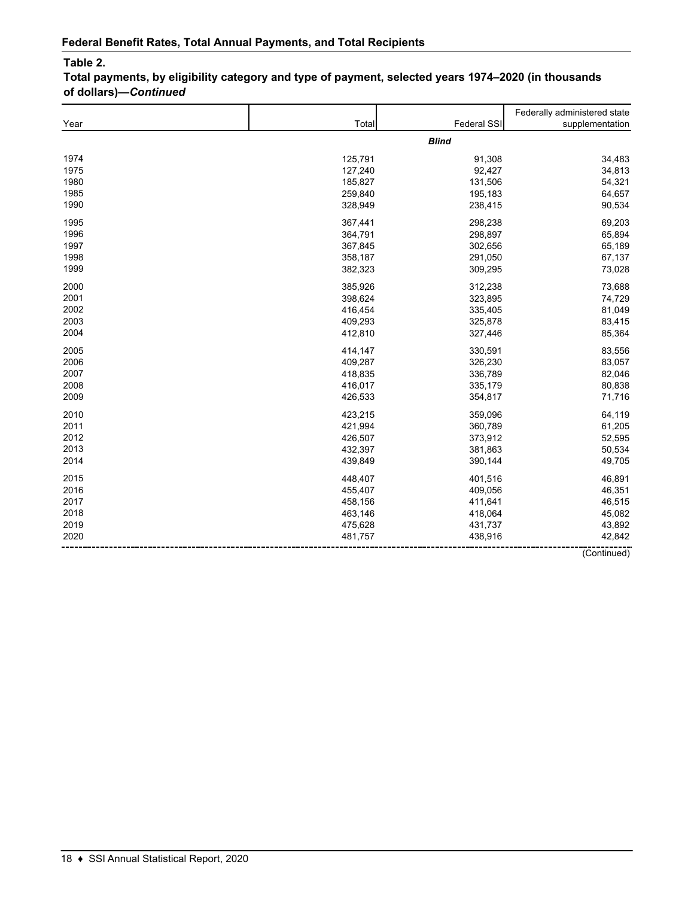## Federal Benefit Rates, Total Annual Payments, and Total Recipients

**Table 2.**
**Total payments, by eligibility category and type of payment, selected years 1974–2020 (in thousands of dollars)—*Continued***

| Year | Total | Federal SSI | Federally administered state supplementation |
|---|---|---|---|
| | | ***Blind*** | |
| 1974 | 125,791 | 91,308 | 34,483 |
| 1975 | 127,240 | 92,427 | 34,813 |
| 1980 | 185,827 | 131,506 | 54,321 |
| 1985 | 259,840 | 195,183 | 64,657 |
| 1990 | 328,949 | 238,415 | 90,534 |
| 1995 | 367,441 | 298,238 | 69,203 |
| 1996 | 364,791 | 298,897 | 65,894 |
| 1997 | 367,845 | 302,656 | 65,189 |
| 1998 | 358,187 | 291,050 | 67,137 |
| 1999 | 382,323 | 309,295 | 73,028 |
| 2000 | 385,926 | 312,238 | 73,688 |
| 2001 | 398,624 | 323,895 | 74,729 |
| 2002 | 416,454 | 335,405 | 81,049 |
| 2003 | 409,293 | 325,878 | 83,415 |
| 2004 | 412,810 | 327,446 | 85,364 |
| 2005 | 414,147 | 330,591 | 83,556 |
| 2006 | 409,287 | 326,230 | 83,057 |
| 2007 | 418,835 | 336,789 | 82,046 |
| 2008 | 416,017 | 335,179 | 80,838 |
| 2009 | 426,533 | 354,817 | 71,716 |
| 2010 | 423,215 | 359,096 | 64,119 |
| 2011 | 421,994 | 360,789 | 61,205 |
| 2012 | 426,507 | 373,912 | 52,595 |
| 2013 | 432,397 | 381,863 | 50,534 |
| 2014 | 439,849 | 390,144 | 49,705 |
| 2015 | 448,407 | 401,516 | 46,891 |
| 2016 | 455,407 | 409,056 | 46,351 |
| 2017 | 458,156 | 411,641 | 46,515 |
| 2018 | 463,146 | 418,064 | 45,082 |
| 2019 | 475,628 | 431,737 | 43,892 |
| 2020 | 481,757 | 438,916 | 42,842 |

(Continued)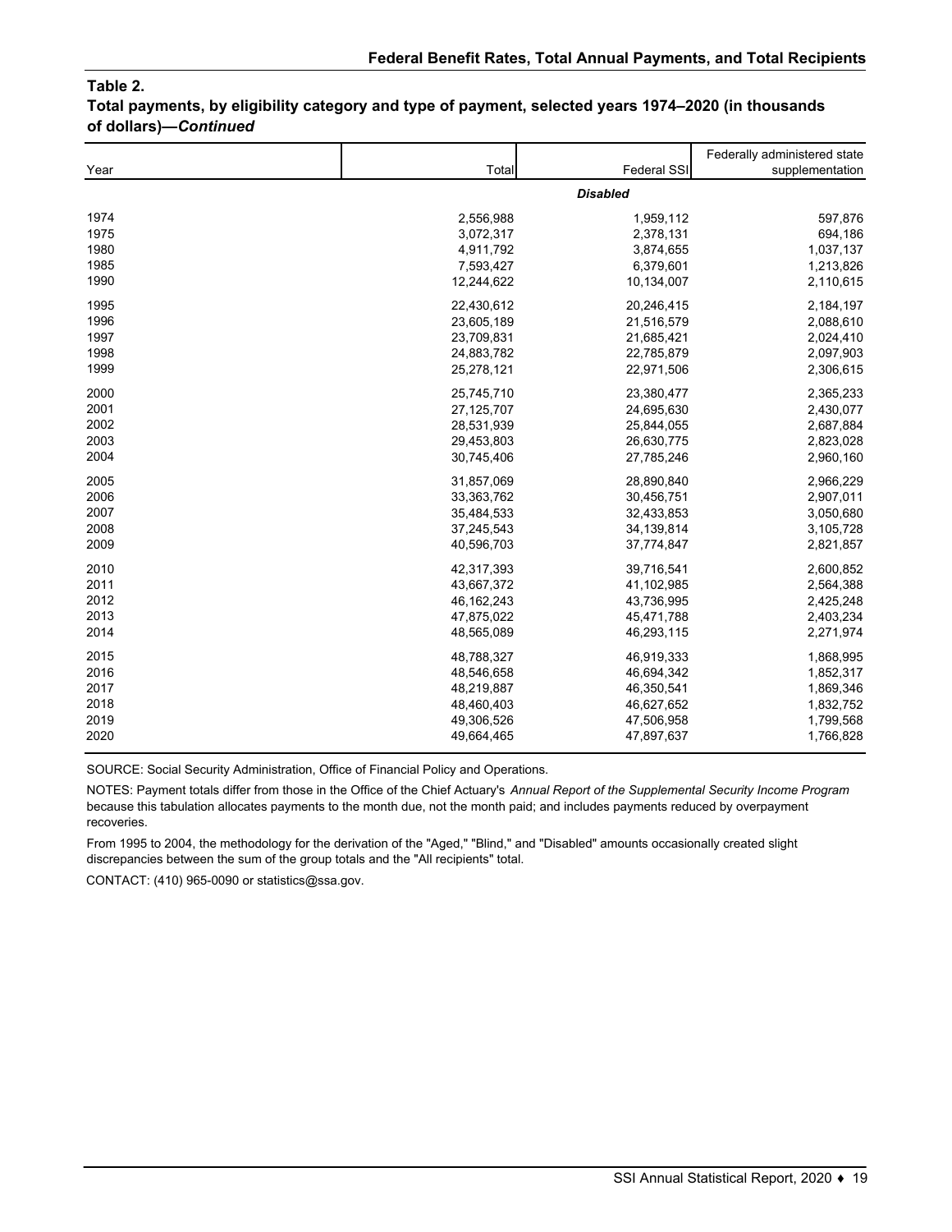**Table 2.**
**Total payments, by eligibility category and type of payment, selected years 1974–2020 (in thousands of dollars)—*Continued***

| Year | Total | Federal SSI | Federally administered state supplementation |
|---|---|---|---|
| | | ***Disabled*** | |
| 1974 | 2,556,988 | 1,959,112 | 597,876 |
| 1975 | 3,072,317 | 2,378,131 | 694,186 |
| 1980 | 4,911,792 | 3,874,655 | 1,037,137 |
| 1985 | 7,593,427 | 6,379,601 | 1,213,826 |
| 1990 | 12,244,622 | 10,134,007 | 2,110,615 |
| 1995 | 22,430,612 | 20,246,415 | 2,184,197 |
| 1996 | 23,605,189 | 21,516,579 | 2,088,610 |
| 1997 | 23,709,831 | 21,685,421 | 2,024,410 |
| 1998 | 24,883,782 | 22,785,879 | 2,097,903 |
| 1999 | 25,278,121 | 22,971,506 | 2,306,615 |
| 2000 | 25,745,710 | 23,380,477 | 2,365,233 |
| 2001 | 27,125,707 | 24,695,630 | 2,430,077 |
| 2002 | 28,531,939 | 25,844,055 | 2,687,884 |
| 2003 | 29,453,803 | 26,630,775 | 2,823,028 |
| 2004 | 30,745,406 | 27,785,246 | 2,960,160 |
| 2005 | 31,857,069 | 28,890,840 | 2,966,229 |
| 2006 | 33,363,762 | 30,456,751 | 2,907,011 |
| 2007 | 35,484,533 | 32,433,853 | 3,050,680 |
| 2008 | 37,245,543 | 34,139,814 | 3,105,728 |
| 2009 | 40,596,703 | 37,774,847 | 2,821,857 |
| 2010 | 42,317,393 | 39,716,541 | 2,600,852 |
| 2011 | 43,667,372 | 41,102,985 | 2,564,388 |
| 2012 | 46,162,243 | 43,736,995 | 2,425,248 |
| 2013 | 47,875,022 | 45,471,788 | 2,403,234 |
| 2014 | 48,565,089 | 46,293,115 | 2,271,974 |
| 2015 | 48,788,327 | 46,919,333 | 1,868,995 |
| 2016 | 48,546,658 | 46,694,342 | 1,852,317 |
| 2017 | 48,219,887 | 46,350,541 | 1,869,346 |
| 2018 | 48,460,403 | 46,627,652 | 1,832,752 |
| 2019 | 49,306,526 | 47,506,958 | 1,799,568 |
| 2020 | 49,664,465 | 47,897,637 | 1,766,828 |

SOURCE: Social Security Administration, Office of Financial Policy and Operations.

NOTES: Payment totals differ from those in the Office of the Chief Actuary's *Annual Report of the Supplemental Security Income Program* because this tabulation allocates payments to the month due, not the month paid; and includes payments reduced by overpayment recoveries.

From 1995 to 2004, the methodology for the derivation of the "Aged," "Blind," and "Disabled" amounts occasionally created slight discrepancies between the sum of the group totals and the "All recipients" total.

CONTACT: (410) 965-0090 or statistics@ssa.gov.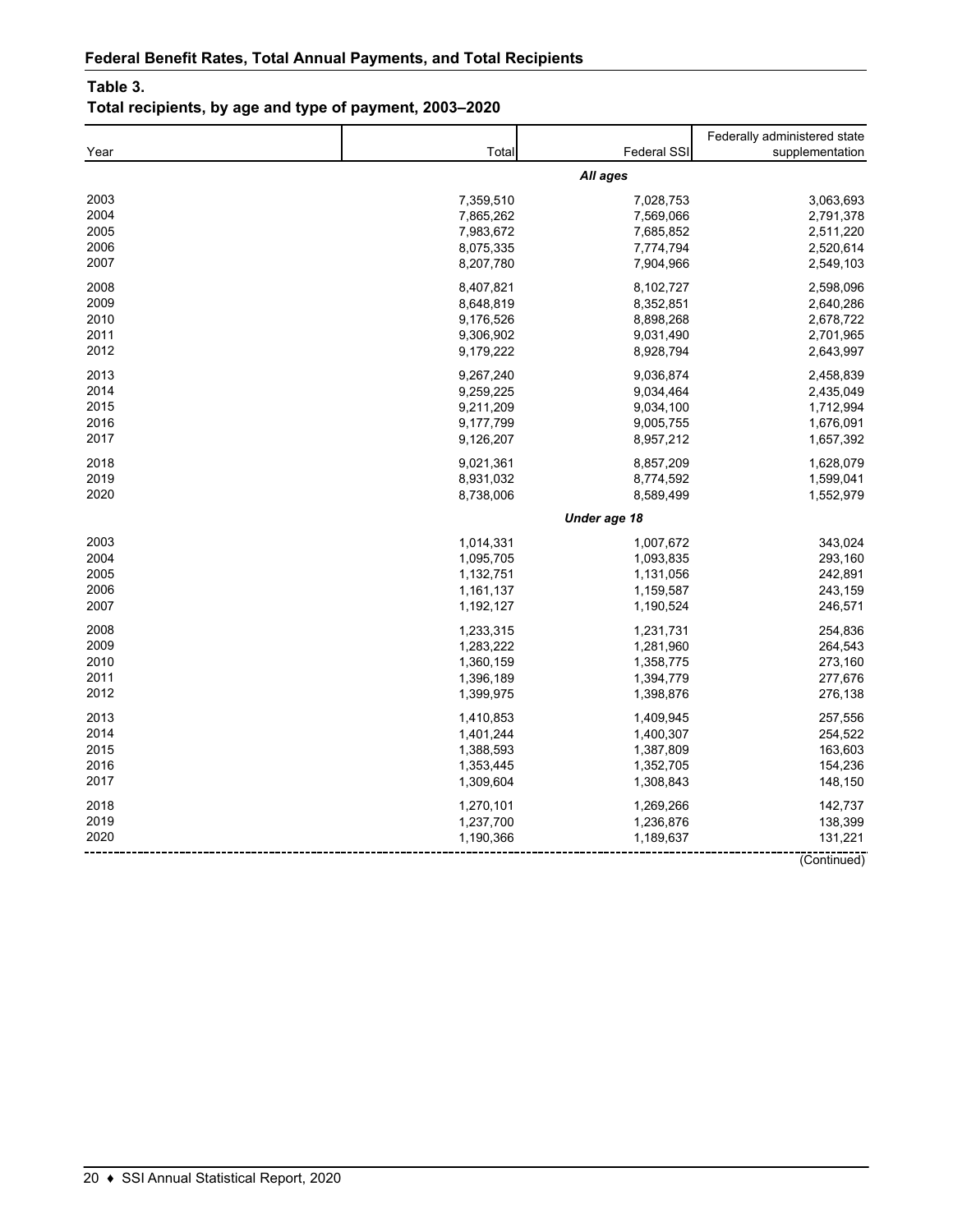## Federal Benefit Rates, Total Annual Payments, and Total Recipients

### Table 3.
### Total recipients, by age and type of payment, 2003–2020

| Year | Total | Federal SSI | Federally administered state supplementation |
|---|---|---|---|
| | | ***All ages*** | |
| 2003 | 7,359,510 | 7,028,753 | 3,063,693 |
| 2004 | 7,865,262 | 7,569,066 | 2,791,378 |
| 2005 | 7,983,672 | 7,685,852 | 2,511,220 |
| 2006 | 8,075,335 | 7,774,794 | 2,520,614 |
| 2007 | 8,207,780 | 7,904,966 | 2,549,103 |
| 2008 | 8,407,821 | 8,102,727 | 2,598,096 |
| 2009 | 8,648,819 | 8,352,851 | 2,640,286 |
| 2010 | 9,176,526 | 8,898,268 | 2,678,722 |
| 2011 | 9,306,902 | 9,031,490 | 2,701,965 |
| 2012 | 9,179,222 | 8,928,794 | 2,643,997 |
| 2013 | 9,267,240 | 9,036,874 | 2,458,839 |
| 2014 | 9,259,225 | 9,034,464 | 2,435,049 |
| 2015 | 9,211,209 | 9,034,100 | 1,712,994 |
| 2016 | 9,177,799 | 9,005,755 | 1,676,091 |
| 2017 | 9,126,207 | 8,957,212 | 1,657,392 |
| 2018 | 9,021,361 | 8,857,209 | 1,628,079 |
| 2019 | 8,931,032 | 8,774,592 | 1,599,041 |
| 2020 | 8,738,006 | 8,589,499 | 1,552,979 |
| | | ***Under age 18*** | |
| 2003 | 1,014,331 | 1,007,672 | 343,024 |
| 2004 | 1,095,705 | 1,093,835 | 293,160 |
| 2005 | 1,132,751 | 1,131,056 | 242,891 |
| 2006 | 1,161,137 | 1,159,587 | 243,159 |
| 2007 | 1,192,127 | 1,190,524 | 246,571 |
| 2008 | 1,233,315 | 1,231,731 | 254,836 |
| 2009 | 1,283,222 | 1,281,960 | 264,543 |
| 2010 | 1,360,159 | 1,358,775 | 273,160 |
| 2011 | 1,396,189 | 1,394,779 | 277,676 |
| 2012 | 1,399,975 | 1,398,876 | 276,138 |
| 2013 | 1,410,853 | 1,409,945 | 257,556 |
| 2014 | 1,401,244 | 1,400,307 | 254,522 |
| 2015 | 1,388,593 | 1,387,809 | 163,603 |
| 2016 | 1,353,445 | 1,352,705 | 154,236 |
| 2017 | 1,309,604 | 1,308,843 | 148,150 |
| 2018 | 1,270,101 | 1,269,266 | 142,737 |
| 2019 | 1,237,700 | 1,236,876 | 138,399 |
| 2020 | 1,190,366 | 1,189,637 | 131,221 |

(Continued)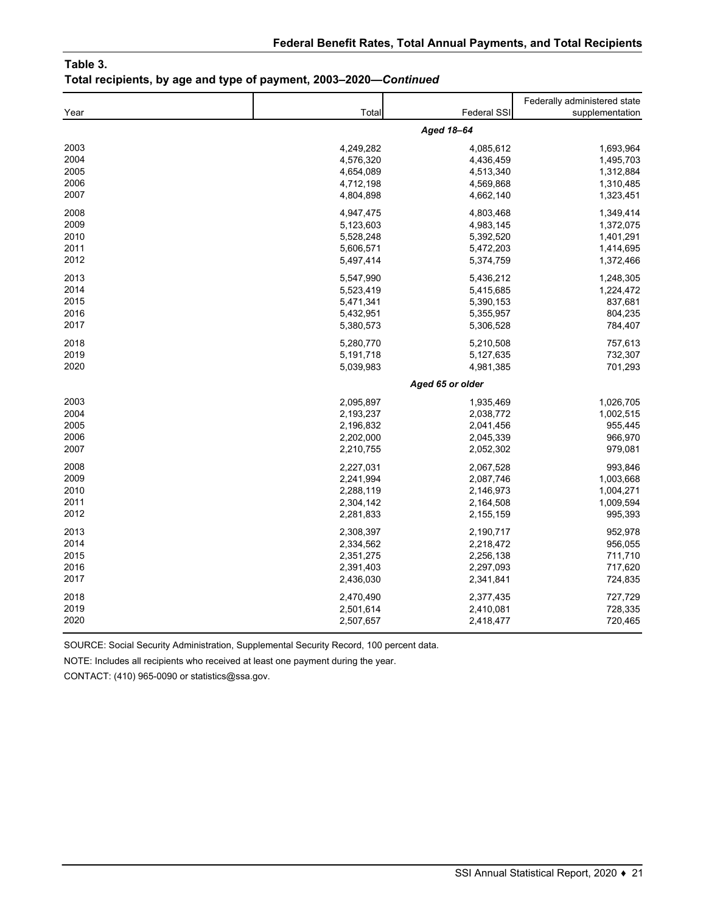**Table 3.**
**Total recipients, by age and type of payment, 2003–2020—*Continued***

| Year | Total | Federal SSI | Federally administered state supplementation |
|---|---|---|---|
| | | *Aged 18–64* | |
| 2003 | 4,249,282 | 4,085,612 | 1,693,964 |
| 2004 | 4,576,320 | 4,436,459 | 1,495,703 |
| 2005 | 4,654,089 | 4,513,340 | 1,312,884 |
| 2006 | 4,712,198 | 4,569,868 | 1,310,485 |
| 2007 | 4,804,898 | 4,662,140 | 1,323,451 |
| 2008 | 4,947,475 | 4,803,468 | 1,349,414 |
| 2009 | 5,123,603 | 4,983,145 | 1,372,075 |
| 2010 | 5,528,248 | 5,392,520 | 1,401,291 |
| 2011 | 5,606,571 | 5,472,203 | 1,414,695 |
| 2012 | 5,497,414 | 5,374,759 | 1,372,466 |
| 2013 | 5,547,990 | 5,436,212 | 1,248,305 |
| 2014 | 5,523,419 | 5,415,685 | 1,224,472 |
| 2015 | 5,471,341 | 5,390,153 | 837,681 |
| 2016 | 5,432,951 | 5,355,957 | 804,235 |
| 2017 | 5,380,573 | 5,306,528 | 784,407 |
| 2018 | 5,280,770 | 5,210,508 | 757,613 |
| 2019 | 5,191,718 | 5,127,635 | 732,307 |
| 2020 | 5,039,983 | 4,981,385 | 701,293 |
| | | *Aged 65 or older* | |
| 2003 | 2,095,897 | 1,935,469 | 1,026,705 |
| 2004 | 2,193,237 | 2,038,772 | 1,002,515 |
| 2005 | 2,196,832 | 2,041,456 | 955,445 |
| 2006 | 2,202,000 | 2,045,339 | 966,970 |
| 2007 | 2,210,755 | 2,052,302 | 979,081 |
| 2008 | 2,227,031 | 2,067,528 | 993,846 |
| 2009 | 2,241,994 | 2,087,746 | 1,003,668 |
| 2010 | 2,288,119 | 2,146,973 | 1,004,271 |
| 2011 | 2,304,142 | 2,164,508 | 1,009,594 |
| 2012 | 2,281,833 | 2,155,159 | 995,393 |
| 2013 | 2,308,397 | 2,190,717 | 952,978 |
| 2014 | 2,334,562 | 2,218,472 | 956,055 |
| 2015 | 2,351,275 | 2,256,138 | 711,710 |
| 2016 | 2,391,403 | 2,297,093 | 717,620 |
| 2017 | 2,436,030 | 2,341,841 | 724,835 |
| 2018 | 2,470,490 | 2,377,435 | 727,729 |
| 2019 | 2,501,614 | 2,410,081 | 728,335 |
| 2020 | 2,507,657 | 2,418,477 | 720,465 |

SOURCE: Social Security Administration, Supplemental Security Record, 100 percent data.

NOTE: Includes all recipients who received at least one payment during the year.

CONTACT: (410) 965-0090 or statistics@ssa.gov.